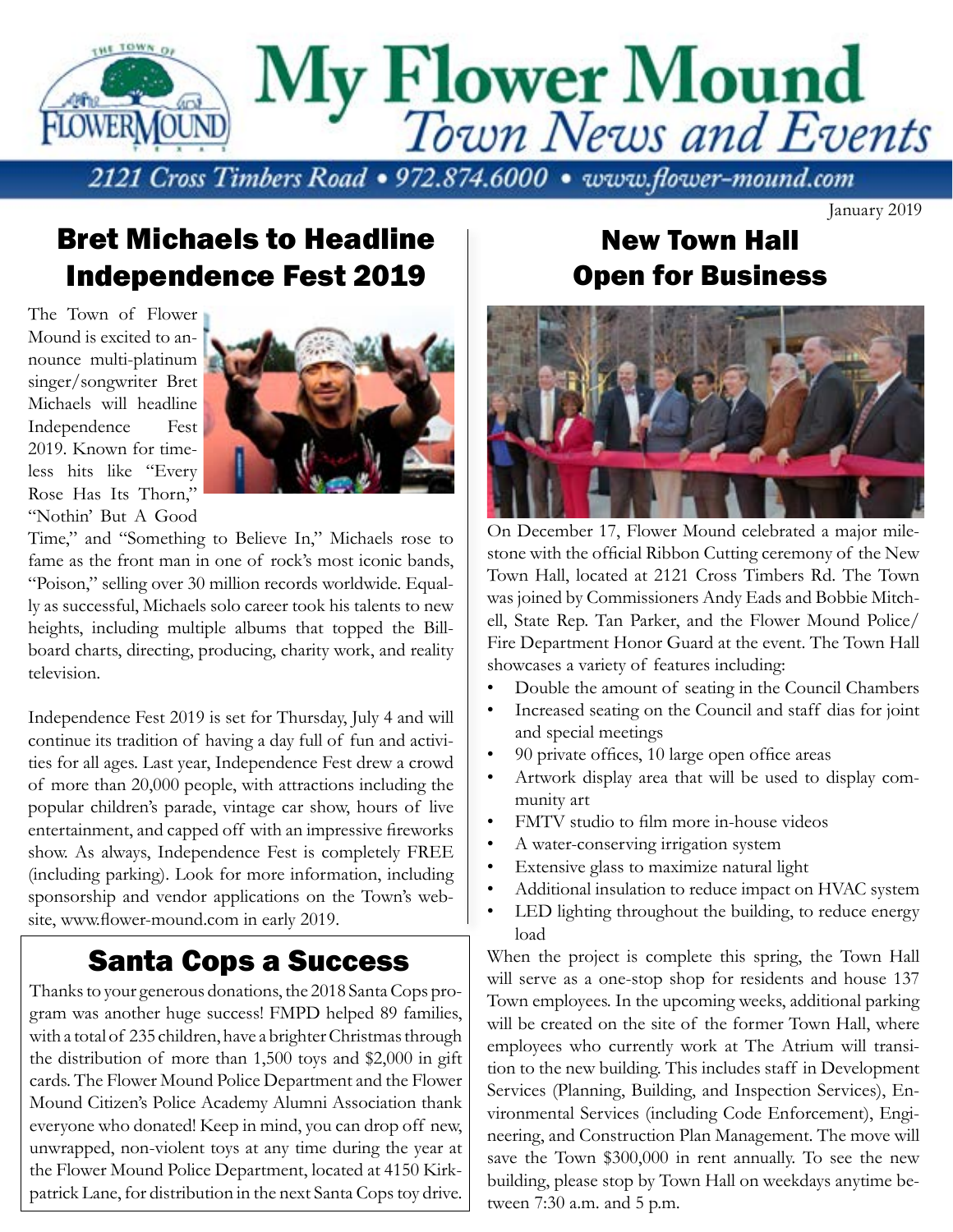# My Flower Mound

*Town News and Events*

*2121 Cross Timbers Road • 972.874.6000 • www.flower-mound.com*

January 2019

## Bret Michaels to Headline Independence Fest 2019

The Town of Flower Mound is excited to announce multi-platinum singer/songwriter Bret Michaels will headline Independence Fest 2019. Known for timeless hits like "Every Rose Has Its Thorn," "Nothin' But A Good Time," and "Something to Believe In," Michaels rose to fame as the front man in one of rock's most iconic bands, "Poison," selling over 30 million records worldwide. Equally as successful, Michaels solo career took his talents to new heights, including multiple albums that topped the Billboard charts, directing, producing, charity work, and reality television.

Independence Fest 2019 is set for Thursday, July 4 and will continue its tradition of having a day full of fun and activities for all ages. Last year, Independence Fest drew a crowd of more than 20,000 people, with attractions including the popular children's parade, vintage car show, hours of live entertainment, and capped off with an impressive fireworks show. As always, Independence Fest is completely FREE (including parking). Look for more information, including sponsorship and vendor applications on the Town's website, www.flower-mound.com in early 2019.

## Santa Cops a Success

Thanks to your generous donations, the 2018 Santa Cops program was another huge success! FMPD helped 89 families, with a total of 235 children, have a brighter Christmas through the distribution of more than 1,500 toys and $2,000 in gift cards. The Flower Mound Police Department and the Flower Mound Citizen's Police Academy Alumni Association thank everyone who donated! Keep in mind, you can drop off new, unwrapped, non-violent toys at any time during the year at the Flower Mound Police Department, located at 4150 Kirkpatrick Lane, for distribution in the next Santa Cops toy drive.

## New Town Hall Open for Business

On December 17, Flower Mound celebrated a major milestone with the official Ribbon Cutting ceremony of the New Town Hall, located at 2121 Cross Timbers Rd. The Town was joined by Commissioners Andy Eads and Bobbie Mitchell, State Rep. Tan Parker, and the Flower Mound Police/Fire Department Honor Guard at the event. The Town Hall showcases a variety of features including:

- Double the amount of seating in the Council Chambers
- Increased seating on the Council and staff dias for joint and special meetings
- 90 private offices, 10 large open office areas
- Artwork display area that will be used to display community art
- FMTV studio to film more in-house videos
- A water-conserving irrigation system
- Extensive glass to maximize natural light
- Additional insulation to reduce impact on HVAC system
- LED lighting throughout the building, to reduce energy load

When the project is complete this spring, the Town Hall will serve as a one-stop shop for residents and house 137 Town employees. In the upcoming weeks, additional parking will be created on the site of the former Town Hall, where employees who currently work at The Atrium will transition to the new building. This includes staff in Development Services (Planning, Building, and Inspection Services), Environmental Services (including Code Enforcement), Engineering, and Construction Plan Management. The move will save the Town $300,000 in rent annually. To see the new building, please stop by Town Hall on weekdays anytime between 7:30 a.m. and 5 p.m.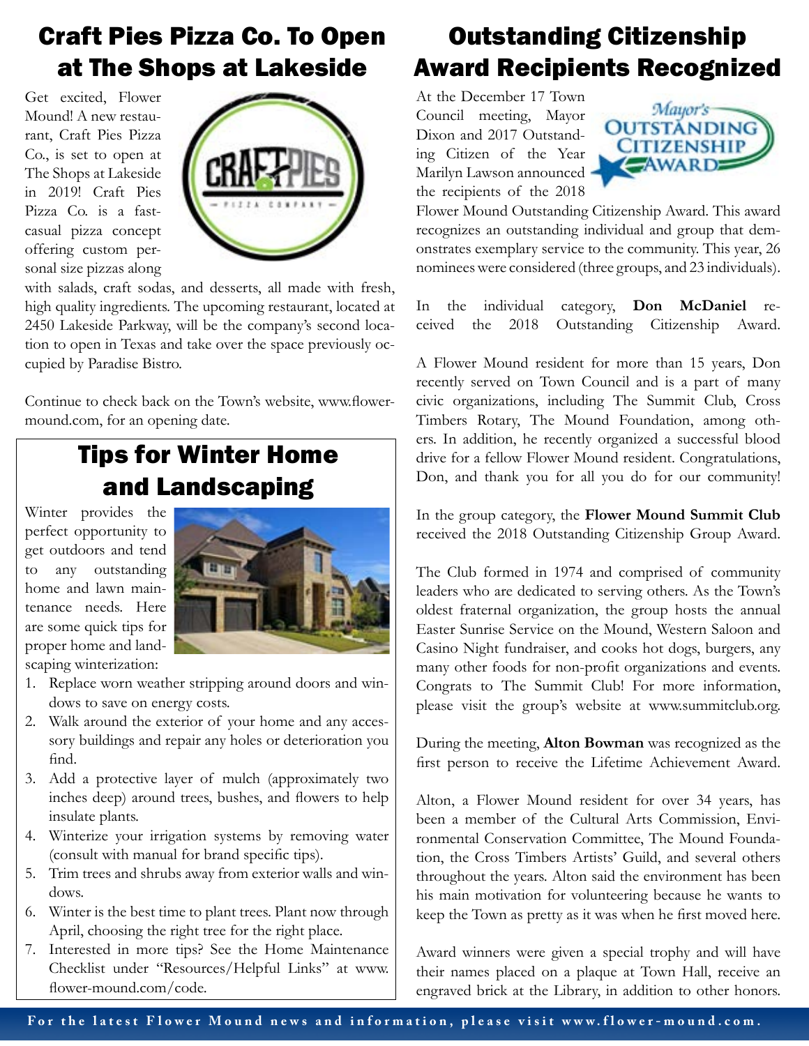## Craft Pies Pizza Co. To Open at The Shops at Lakeside

Get excited, Flower Mound! A new restaurant, Craft Pies Pizza Co., is set to open at The Shops at Lakeside in 2019! Craft Pies Pizza Co. is a fast-casual pizza concept offering custom personal size pizzas along with salads, craft sodas, and desserts, all made with fresh, high quality ingredients. The upcoming restaurant, located at 2450 Lakeside Parkway, will be the company's second location to open in Texas and take over the space previously occupied by Paradise Bistro.

Continue to check back on the Town's website, www.flower-mound.com, for an opening date.

## Tips for Winter Home and Landscaping

Winter provides the perfect opportunity to get outdoors and tend to any outstanding home and lawn maintenance needs. Here are some quick tips for proper home and landscaping winterization:

1. Replace worn weather stripping around doors and windows to save on energy costs.
2. Walk around the exterior of your home and any accessory buildings and repair any holes or deterioration you find.
3. Add a protective layer of mulch (approximately two inches deep) around trees, bushes, and flowers to help insulate plants.
4. Winterize your irrigation systems by removing water (consult with manual for brand specific tips).
5. Trim trees and shrubs away from exterior walls and windows.
6. Winter is the best time to plant trees. Plant now through April, choosing the right tree for the right place.
7. Interested in more tips? See the Home Maintenance Checklist under "Resources/Helpful Links" at www.flower-mound.com/code.

## Outstanding Citizenship Award Recipients Recognized

At the December 17 Town Council meeting, Mayor Dixon and 2017 Outstanding Citizen of the Year Marilyn Lawson announced the recipients of the 2018 Flower Mound Outstanding Citizenship Award. This award recognizes an outstanding individual and group that demonstrates exemplary service to the community. This year, 26 nominees were considered (three groups, and 23 individuals).

In the individual category, **Don McDaniel** received the 2018 Outstanding Citizenship Award.

A Flower Mound resident for more than 15 years, Don recently served on Town Council and is a part of many civic organizations, including The Summit Club, Cross Timbers Rotary, The Mound Foundation, among others. In addition, he recently organized a successful blood drive for a fellow Flower Mound resident. Congratulations, Don, and thank you for all you do for our community!

In the group category, the **Flower Mound Summit Club** received the 2018 Outstanding Citizenship Group Award.

The Club formed in 1974 and comprised of community leaders who are dedicated to serving others. As the Town's oldest fraternal organization, the group hosts the annual Easter Sunrise Service on the Mound, Western Saloon and Casino Night fundraiser, and cooks hot dogs, burgers, any many other foods for non-profit organizations and events. Congrats to The Summit Club! For more information, please visit the group's website at www.summitclub.org.

During the meeting, **Alton Bowman** was recognized as the first person to receive the Lifetime Achievement Award.

Alton, a Flower Mound resident for over 34 years, has been a member of the Cultural Arts Commission, Environmental Conservation Committee, The Mound Foundation, the Cross Timbers Artists' Guild, and several others throughout the years. Alton said the environment has been his main motivation for volunteering because he wants to keep the Town as pretty as it was when he first moved here.

Award winners were given a special trophy and will have their names placed on a plaque at Town Hall, receive an engraved brick at the Library, in addition to other honors.

For the latest Flower Mound news and information, please visit www.flower-mound.com.